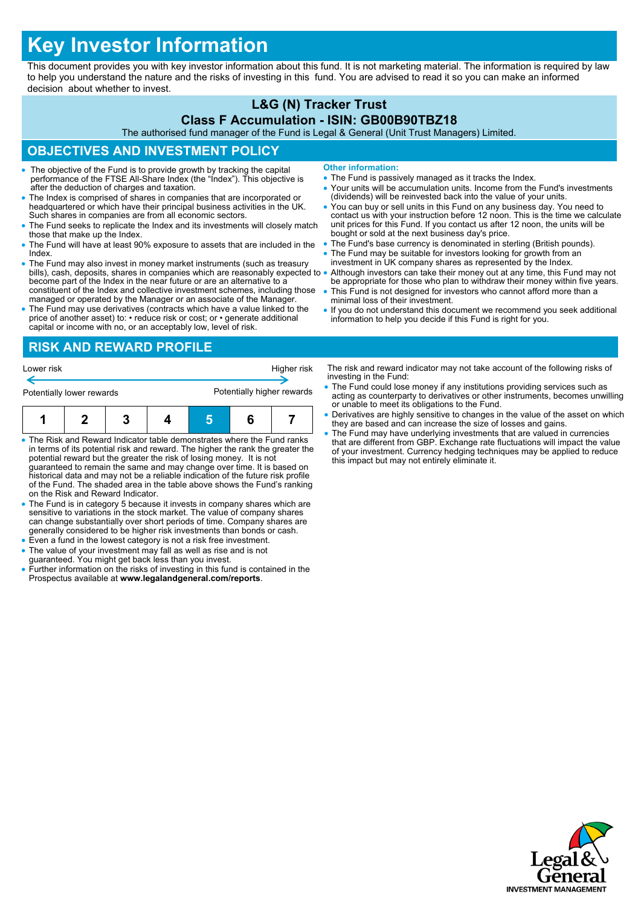# Key Investor Information

This document provides you with key investor information about this fund. It is not marketing material. The information is required by law to help you understand the nature and the risks of investing in this fund. You are advised to read it so you can make an informed decision about whether to invest.

## L&G (N) Tracker Trust

### Class F Accumulation - ISIN: GB00B90TBZ18

The authorised fund manager of the Fund is Legal & General (Unit Trust Managers) Limited.

## OBJECTIVES AND INVESTMENT POLICY

- The objective of the Fund is to provide growth by tracking the capital performance of the FTSE All-Share Index (the "Index"). This objective is after the deduction of charges and taxation.
- The Index is comprised of shares in companies that are incorporated or headquartered or which have their principal business activities in the UK. Such shares in companies are from all economic sectors.
- The Fund seeks to replicate the Index and its investments will closely match those that make up the Index.
- The Fund will have at least 90% exposure to assets that are included in the Index.
- The Fund may also invest in money market instruments (such as treasury bills), cash, deposits, shares in companies which are reasonably expected to become part of the Index in the near future or are an alternative to a constituent of the Index and collective investment schemes, including those managed or operated by the Manager or an associate of the Manager.
- The Fund may use derivatives (contracts which have a value linked to the price of another asset) to: • reduce risk or cost; or • generate additional capital or income with no, or an acceptably low, level of risk.

**Other information:**

- The Fund is passively managed as it tracks the Index.
- Your units will be accumulation units. Income from the Fund's investments (dividends) will be reinvested back into the value of your units.
- You can buy or sell units in this Fund on any business day. You need to contact us with your instruction before 12 noon. This is the time we calculate unit prices for this Fund. If you contact us after 12 noon, the units will be bought or sold at the next business day's price.
- The Fund's base currency is denominated in sterling (British pounds).
- The Fund may be suitable for investors looking for growth from an investment in UK company shares as represented by the Index.
- Although investors can take their money out at any time, this Fund may not be appropriate for those who plan to withdraw their money within five years.
- This Fund is not designed for investors who cannot afford more than a minimal loss of their investment.
- If you do not understand this document we recommend you seek additional information to help you decide if this Fund is right for you.

## RISK AND REWARD PROFILE

Lower risk — Higher risk

Potentially lower rewards — Potentially higher rewards

| 1 | 2 | 3 | 4 | **5** | 6 | 7 |
|---|---|---|---|---|---|---|

- The Risk and Reward Indicator table demonstrates where the Fund ranks in terms of its potential risk and reward. The higher the rank the greater the potential reward but the greater the risk of losing money. It is not guaranteed to remain the same and may change over time. It is based on historical data and may not be a reliable indication of the future risk profile of the Fund. The shaded area in the table above shows the Fund's ranking on the Risk and Reward Indicator.
- The Fund is in category 5 because it invests in company shares which are sensitive to variations in the stock market. The value of company shares can change substantially over short periods of time. Company shares are generally considered to be higher risk investments than bonds or cash.
- Even a fund in the lowest category is not a risk free investment.
- The value of your investment may fall as well as rise and is not guaranteed. You might get back less than you invest.
- Further information on the risks of investing in this fund is contained in the Prospectus available at **www.legalandgeneral.com/reports**.

The risk and reward indicator may not take account of the following risks of investing in the Fund:

- The Fund could lose money if any institutions providing services such as acting as counterparty to derivatives or other instruments, becomes unwilling or unable to meet its obligations to the Fund.
- Derivatives are highly sensitive to changes in the value of the asset on which they are based and can increase the size of losses and gains.
- The Fund may have underlying investments that are valued in currencies that are different from GBP. Exchange rate fluctuations will impact the value of your investment. Currency hedging techniques may be applied to reduce this impact but may not entirely eliminate it.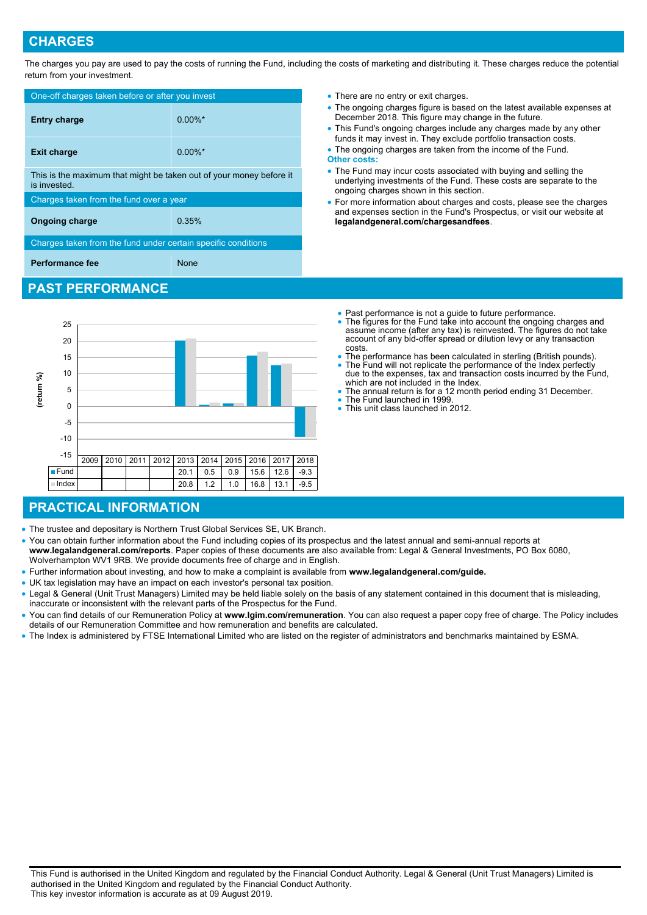## CHARGES

The charges you pay are used to pay the costs of running the Fund, including the costs of marketing and distributing it. These charges reduce the potential return from your investment.

| One-off charges taken before or after you invest | |
|---|---|
| **Entry charge** | 0.00%* |
| **Exit charge** | 0.00%* |
| This is the maximum that might be taken out of your money before it is invested. | |
| Charges taken from the fund over a year | |
| **Ongoing charge** | 0.35% |
| Charges taken from the fund under certain specific conditions | |
| **Performance fee** | None |

- There are no entry or exit charges.
- The ongoing charges figure is based on the latest available expenses at December 2018. This figure may change in the future.
- This Fund's ongoing charges include any charges made by any other funds it may invest in. They exclude portfolio transaction costs.
- The ongoing charges are taken from the income of the Fund.

**Other costs:**

- The Fund may incur costs associated with buying and selling the underlying investments of the Fund. These costs are separate to the ongoing charges shown in this section.
- For more information about charges and costs, please see the charges and expenses section in the Fund's Prospectus, or visit our website at **legalandgeneral.com/chargesandfees**.

## PAST PERFORMANCE

(return %)

25
20
15
10
5
0
-5
-10
-15

| | 2009 | 2010 | 2011 | 2012 | 2013 | 2014 | 2015 | 2016 | 2017 | 2018 |
|---|---|---|---|---|---|---|---|---|---|---|
| Fund | | | | | 20.1 | 0.5 | 0.9 | 15.6 | 12.6 | -9.3 |
| Index | | | | | 20.8 | 1.2 | 1.0 | 16.8 | 13.1 | -9.5 |

- Past performance is not a guide to future performance.
- The figures for the Fund take into account the ongoing charges and assume income (after any tax) is reinvested. The figures do not take account of any bid-offer spread or dilution levy or any transaction costs.
- The performance has been calculated in sterling (British pounds).
- The Fund will not replicate the performance of the Index perfectly due to the expenses, tax and transaction costs incurred by the Fund, which are not included in the Index.
- The annual return is for a 12 month period ending 31 December.
- The Fund launched in 1999.
- This unit class launched in 2012.

## PRACTICAL INFORMATION

- The trustee and depositary is Northern Trust Global Services SE, UK Branch.
- You can obtain further information about the Fund including copies of its prospectus and the latest annual and semi-annual reports at **www.legalandgeneral.com/reports**. Paper copies of these documents are also available from: Legal & General Investments, PO Box 6080, Wolverhampton WV1 9RB. We provide documents free of charge and in English.
- Further information about investing, and how to make a complaint is available from **www.legalandgeneral.com/guide.**
- UK tax legislation may have an impact on each investor's personal tax position.
- Legal & General (Unit Trust Managers) Limited may be held liable solely on the basis of any statement contained in this document that is misleading, inaccurate or inconsistent with the relevant parts of the Prospectus for the Fund.
- You can find details of our Remuneration Policy at **www.lgim.com/remuneration**. You can also request a paper copy free of charge. The Policy includes details of our Remuneration Committee and how remuneration and benefits are calculated.
- The Index is administered by FTSE International Limited who are listed on the register of administrators and benchmarks maintained by ESMA.

This Fund is authorised in the United Kingdom and regulated by the Financial Conduct Authority. Legal & General (Unit Trust Managers) Limited is authorised in the United Kingdom and regulated by the Financial Conduct Authority.
This key investor information is accurate as at 09 August 2019.